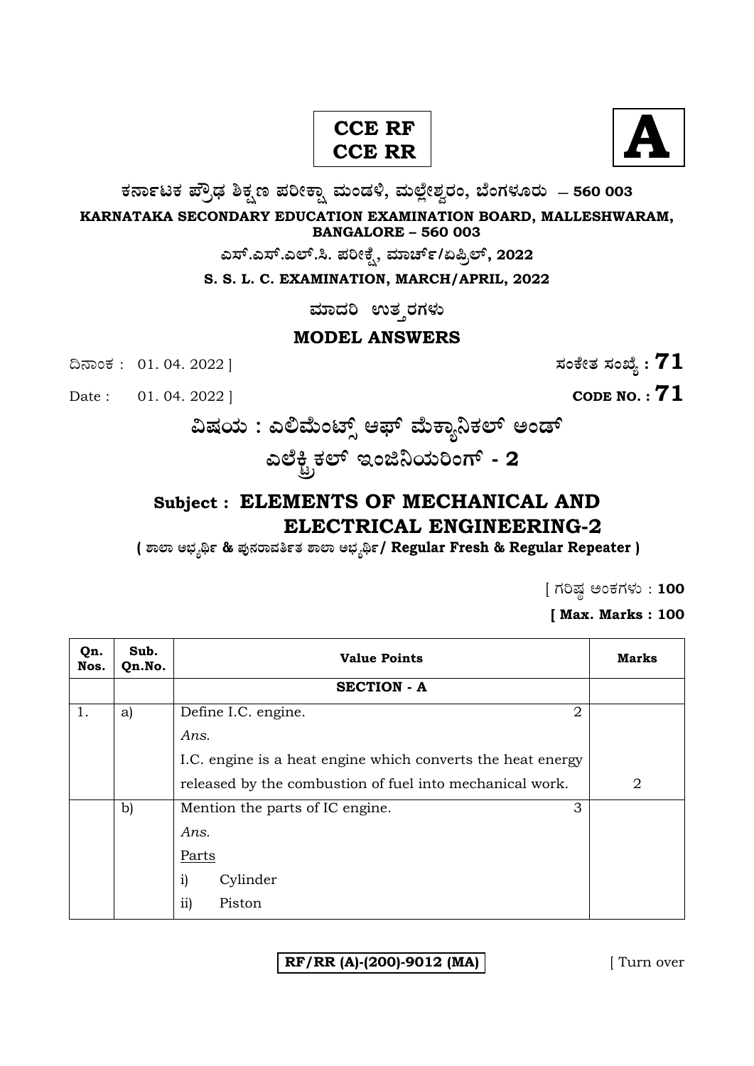**CCE RF**
**CCE RR**

**A**

**ಕರ್ನಾಟಕ ಪ್ರೌಢ ಶಿಕ್ಷಣ ಪರೀಕ್ಷಾ ಮಂಡಳಿ, ಮಲ್ಲೇಶ್ವರಂ, ಬೆಂಗಳೂರು — 560 003**

**KARNATAKA SECONDARY EDUCATION EXAMINATION BOARD, MALLESHWARAM, BANGALORE – 560 003**

**ಎಸ್.ಎಸ್.ಎಲ್.ಸಿ. ಪರೀಕ್ಷೆ, ಮಾರ್ಚ್/ಏಪ್ರಿಲ್, 2022**

**S. S. L. C. EXAMINATION, MARCH/APRIL, 2022**

**ಮಾದರಿ ಉತ್ತರಗಳು**

**MODEL ANSWERS**

ದಿನಾಂಕ : 01. 04. 2022 ] **ಸಂಕೇತ ಸಂಖ್ಯೆ : 71**

Date : 01. 04. 2022 ] **CODE NO. : 71**

# ವಿಷಯ : ಎಲಿಮೆಂಟ್ಸ್ ಆಫ್ ಮೆಕ್ಯಾನಿಕಲ್ ಅಂಡ್ ಎಲೆಕ್ಟ್ರಿಕಲ್ ಇಂಜಿನಿಯರಿಂಗ್ - 2

# Subject : ELEMENTS OF MECHANICAL AND ELECTRICAL ENGINEERING-2

**( ಶಾಲಾ ಅಭ್ಯರ್ಥಿ & ಪುನರಾವರ್ತಿತ ಶಾಲಾ ಅಭ್ಯರ್ಥಿ / Regular Fresh & Regular Repeater )**

[ ಗರಿಷ್ಠ ಅಂಕಗಳು : **100**

**[ Max. Marks : 100**

| Qn. Nos. | Sub. Qn.No. | Value Points | Marks |
|---|---|---|---|
| | | **SECTION - A** | |
| 1. | a) | Define I.C. engine. 2 | |
| | | *Ans.* | |
| | | I.C. engine is a heat engine which converts the heat energy released by the combustion of fuel into mechanical work. | 2 |
| | b) | Mention the parts of IC engine. 3 | |
| | | *Ans.* | |
| | | Parts | |
| | | i) Cylinder | |
| | | ii) Piston | |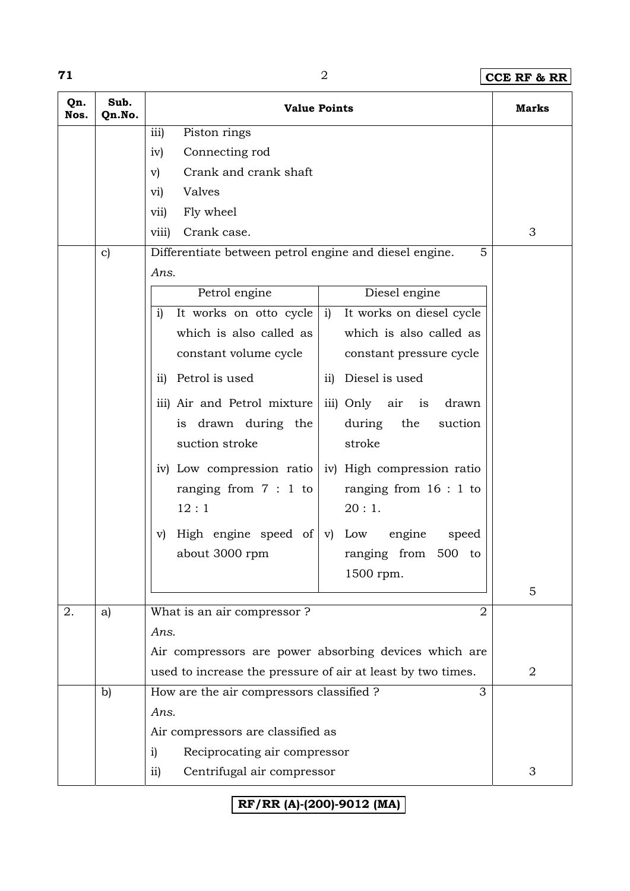| Qn. Nos. | Sub. Qn.No. | Value Points | Marks |
|---|---|---|---|
| | | iii) Piston rings<br>iv) Connecting rod<br>v) Crank and crank shaft<br>vi) Valves<br>vii) Fly wheel<br>viii) Crank case. | 3 |
| | c) | Differentiate between petrol engine and diesel engine. 5<br>*Ans.* | |

| Petrol engine | Diesel engine |
|---|---|
| i) It works on otto cycle which is also called as constant volume cycle | i) It works on diesel cycle which is also called as constant pressure cycle |
| ii) Petrol is used | ii) Diesel is used |
| iii) Air and Petrol mixture is drawn during the suction stroke | iii) Only air is drawn during the suction stroke |
| iv) Low compression ratio ranging from 7 : 1 to 12 : 1 | iv) High compression ratio ranging from 16 : 1 to 20 : 1. |
| v) High engine speed of about 3000 rpm | v) Low engine speed ranging from 500 to 1500 rpm. |

Marks: 5

| Qn. Nos. | Sub. Qn.No. | Value Points | Marks |
|---|---|---|---|
| 2. | a) | What is an air compressor ? 2<br>*Ans.*<br>Air compressors are power absorbing devices which are used to increase the pressure of air at least by two times. | 2 |
| | b) | How are the air compressors classified ? 3<br>*Ans.*<br>Air compressors are classified as<br>i) Reciprocating air compressor<br>ii) Centrifugal air compressor | 3 |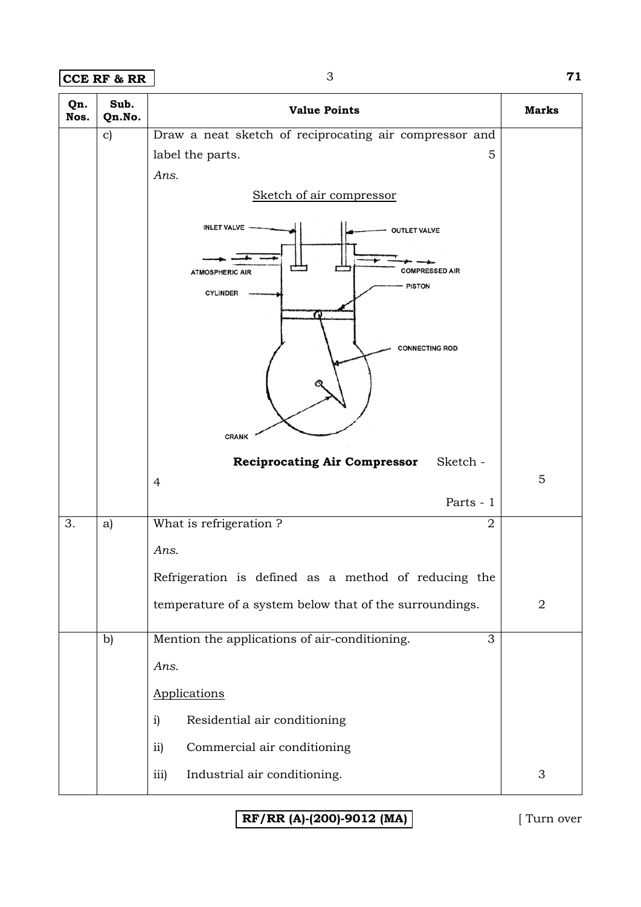| Qn. Nos. | Sub. Qn.No. | Value Points | Marks |
|---|---|---|---|
| | c) | Draw a neat sketch of reciprocating air compressor and label the parts. 5<br>*Ans.*<br>Sketch of air compressor<br>INLET VALVE, OUTLET VALVE, ATMOSPHERIC AIR, COMPRESSED AIR, CYLINDER, PISTON, CONNECTING ROD, CRANK<br>**Reciprocating Air Compressor** Sketch - 4<br>Parts - 1 | 5 |
| 3. | a) | What is refrigeration ? 2<br>*Ans.*<br>Refrigeration is defined as a method of reducing the temperature of a system below that of the surroundings. | 2 |
| | b) | Mention the applications of air-conditioning. 3<br>*Ans.*<br>Applications<br>i) Residential air conditioning<br>ii) Commercial air conditioning<br>iii) Industrial air conditioning. | 3 |

RF/RR (A)-(200)-9012 (MA)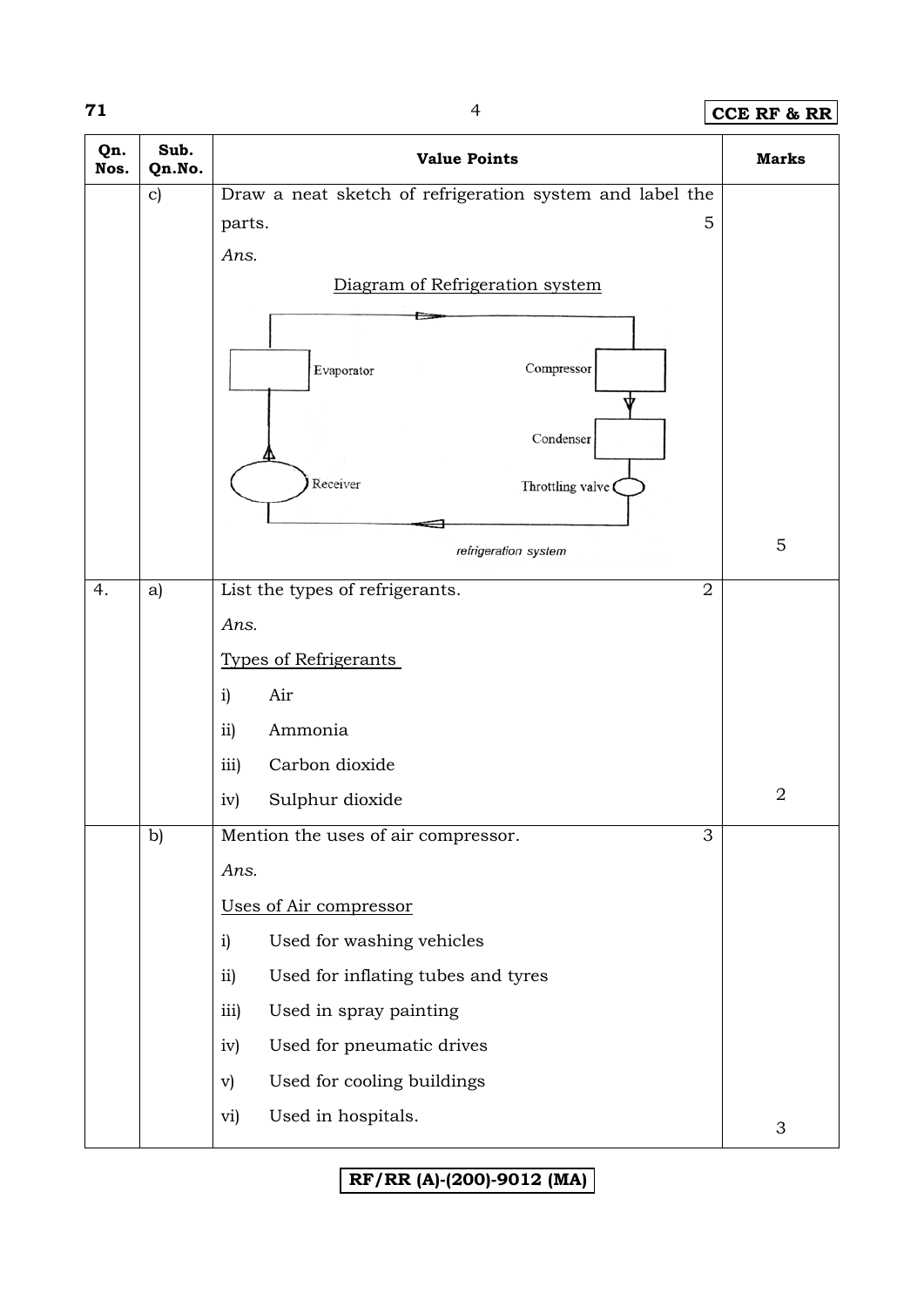| Qn. Nos. | Sub. Qn.No. | Value Points | Marks |
|---|---|---|---|
| | c) | Draw a neat sketch of refrigeration system and label the parts. 5<br>*Ans.*<br><u>Diagram of Refrigeration system</u><br>Evaporator, Compressor, Condenser, Throttling valve, Receiver<br>refrigeration system | 5 |
| 4. | a) | List the types of refrigerants. 2<br>*Ans.*<br><u>Types of Refrigerants</u><br>i) Air<br>ii) Ammonia<br>iii) Carbon dioxide<br>iv) Sulphur dioxide | 2 |
| | b) | Mention the uses of air compressor. 3<br>*Ans.*<br><u>Uses of Air compressor</u><br>i) Used for washing vehicles<br>ii) Used for inflating tubes and tyres<br>iii) Used in spray painting<br>iv) Used for pneumatic drives<br>v) Used for cooling buildings<br>vi) Used in hospitals. | 3 |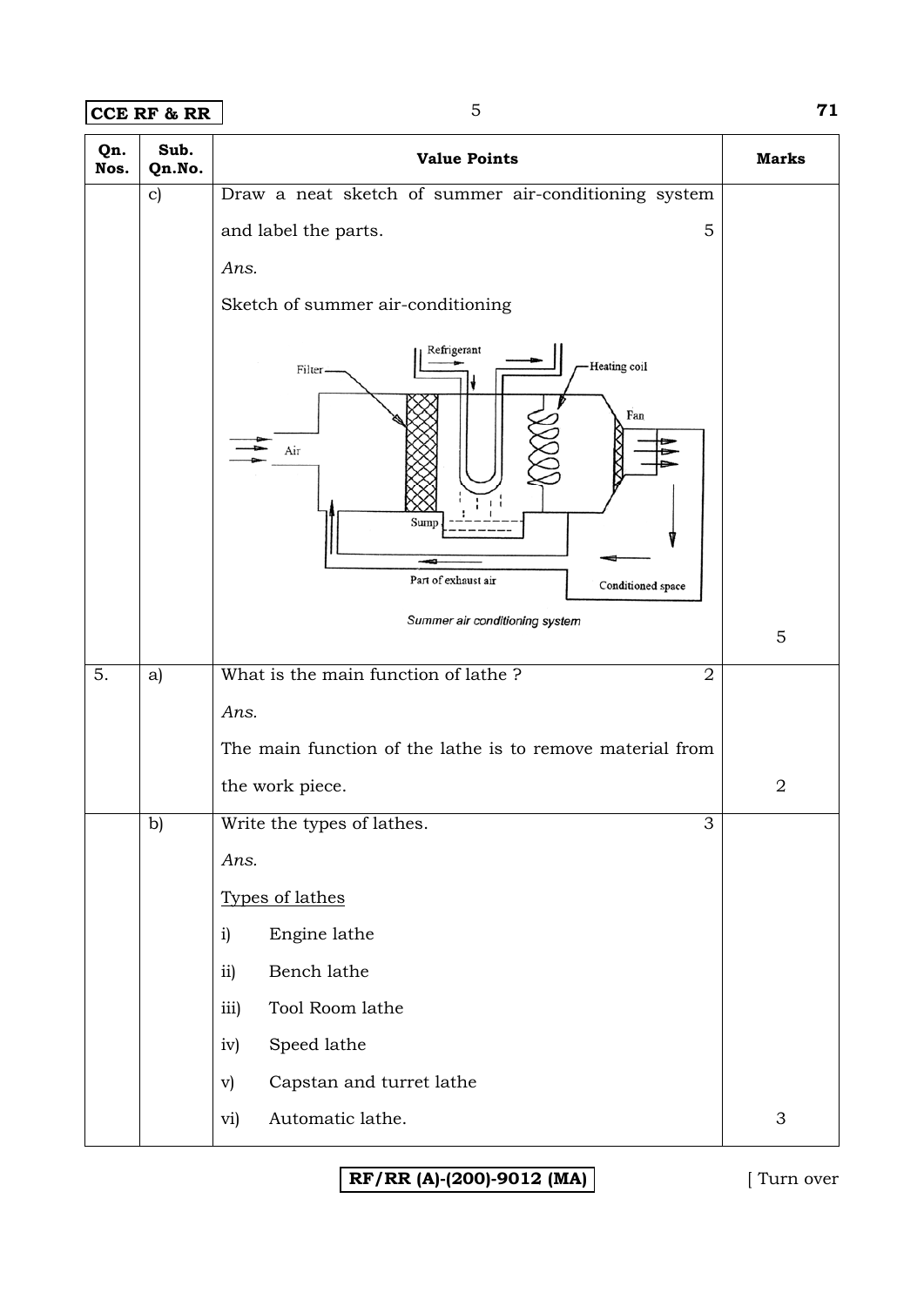| Qn. Nos. | Sub. Qn.No. | Value Points | Marks |
|---|---|---|---|
| | c) | Draw a neat sketch of summer air-conditioning system and label the parts. 5 | |
| | | *Ans.* | |
| | | Sketch of summer air-conditioning | |
| | | Summer air conditioning system | 5 |
| 5. | a) | What is the main function of lathe ? 2 | |
| | | *Ans.* | |
| | | The main function of the lathe is to remove material from the work piece. | 2 |
| | b) | Write the types of lathes. 3 | |
| | | *Ans.* | |
| | | Types of lathes | |
| | | i) Engine lathe | |
| | | ii) Bench lathe | |
| | | iii) Tool Room lathe | |
| | | iv) Speed lathe | |
| | | v) Capstan and turret lathe | |
| | | vi) Automatic lathe. | 3 |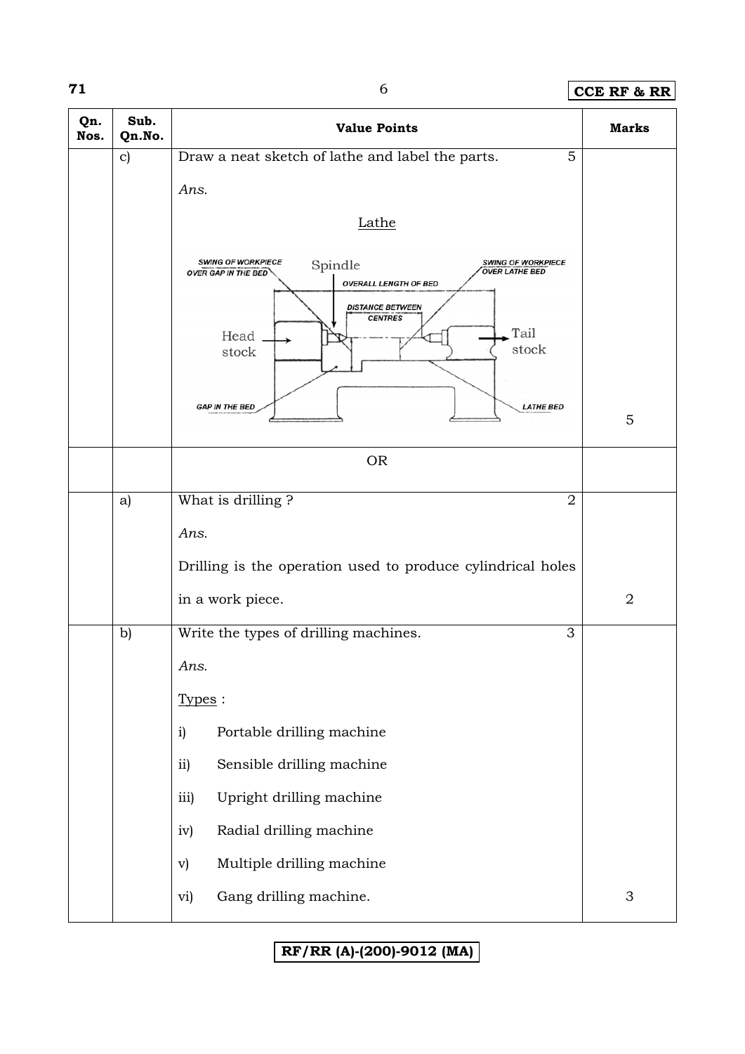| Qn. Nos. | Sub. Qn.No. | Value Points | Marks |
|---|---|---|---|
| | c) | Draw a neat sketch of lathe and label the parts. 5 | |
| | | *Ans.* | |
| | | Lathe | |
| | | SWING OF WORKPIECE OVER GAP IN THE BED, Spindle, SWING OF WORKPIECE OVER LATHE BED, OVERALL LENGTH OF BED, DISTANCE BETWEEN CENTRES, Head stock, Tail stock, GAP IN THE BED, LATHE BED | 5 |
| | | OR | |
| | a) | What is drilling ? 2 | |
| | | *Ans.* | |
| | | Drilling is the operation used to produce cylindrical holes in a work piece. | 2 |
| | b) | Write the types of drilling machines. 3 | |
| | | *Ans.* | |
| | | Types : | |
| | | i) Portable drilling machine | |
| | | ii) Sensible drilling machine | |
| | | iii) Upright drilling machine | |
| | | iv) Radial drilling machine | |
| | | v) Multiple drilling machine | |
| | | vi) Gang drilling machine. | 3 |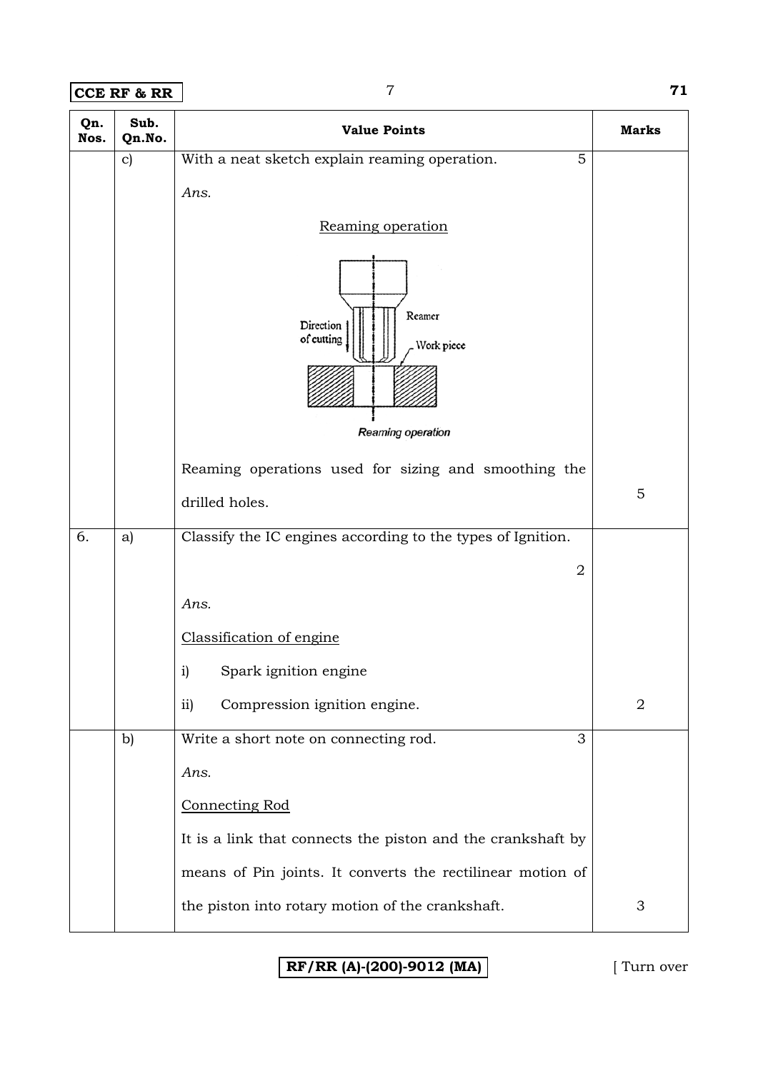| Qn. Nos. | Sub. Qn.No. | Value Points | Marks |
|---|---|---|---|
| | c) | With a neat sketch explain reaming operation. 5<br><br>*Ans.*<br><br>Reaming operation<br><br>Direction of cutting, Reamer, Work piece<br><br>*Reaming operation*<br><br>Reaming operations used for sizing and smoothing the drilled holes. | 5 |
| 6. | a) | Classify the IC engines according to the types of Ignition. 2<br><br>*Ans.*<br><br>Classification of engine<br><br>i) Spark ignition engine<br><br>ii) Compression ignition engine. | 2 |
| | b) | Write a short note on connecting rod. 3<br><br>*Ans.*<br><br>Connecting Rod<br><br>It is a link that connects the piston and the crankshaft by means of Pin joints. It converts the rectilinear motion of the piston into rotary motion of the crankshaft. | 3 |

RF/RR (A)-(200)-9012 (MA)

[ Turn over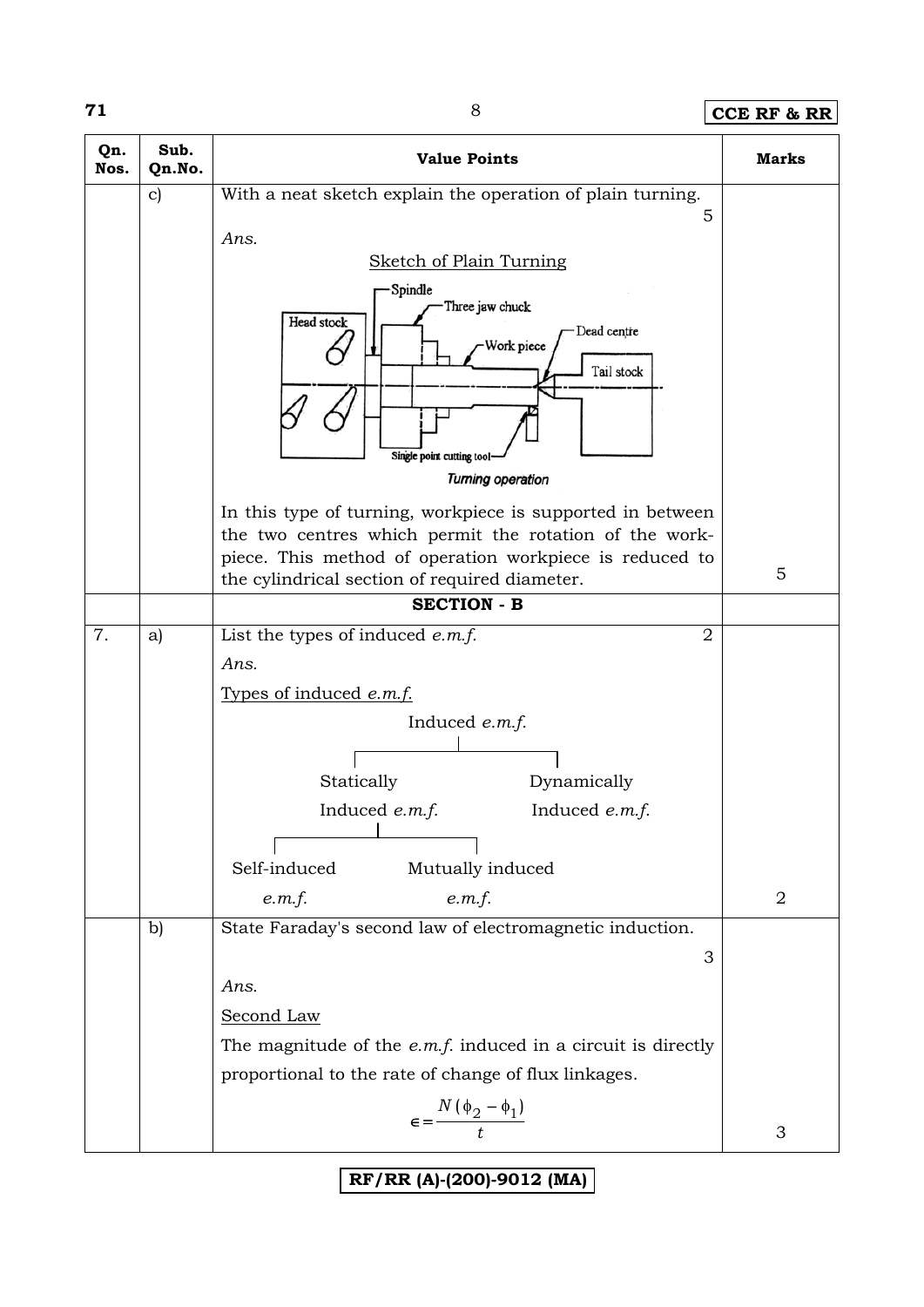| Qn. Nos. | Sub. Qn.No. | Value Points | Marks |
|---|---|---|---|
| | c) | With a neat sketch explain the operation of plain turning. 5 | |
| | | *Ans.* | |
| | | Sketch of Plain Turning | |
| | | Spindle, Three jaw chuck, Head stock, Dead centre, Work piece, Tail stock, Single point cutting tool | |
| | | *Turning operation* | |
| | | In this type of turning, workpiece is supported in between the two centres which permit the rotation of the work-piece. This method of operation workpiece is reduced to the cylindrical section of required diameter. | 5 |
| | | **SECTION - B** | |
| 7. | a) | List the types of induced *e.m.f.* 2 | |
| | | *Ans.* | |
| | | Types of induced *e.m.f.* | |
| | | Induced *e.m.f.* → Statically Induced *e.m.f.* (Self-induced *e.m.f.*, Mutually induced *e.m.f.*); Dynamically Induced *e.m.f.* | 2 |
| | b) | State Faraday's second law of electromagnetic induction. 3 | |
| | | *Ans.* | |
| | | Second Law | |
| | | The magnitude of the *e.m.f.* induced in a circuit is directly proportional to the rate of change of flux linkages. | |
| | | $\epsilon = \dfrac{N(\phi_2 - \phi_1)}{t}$ | 3 |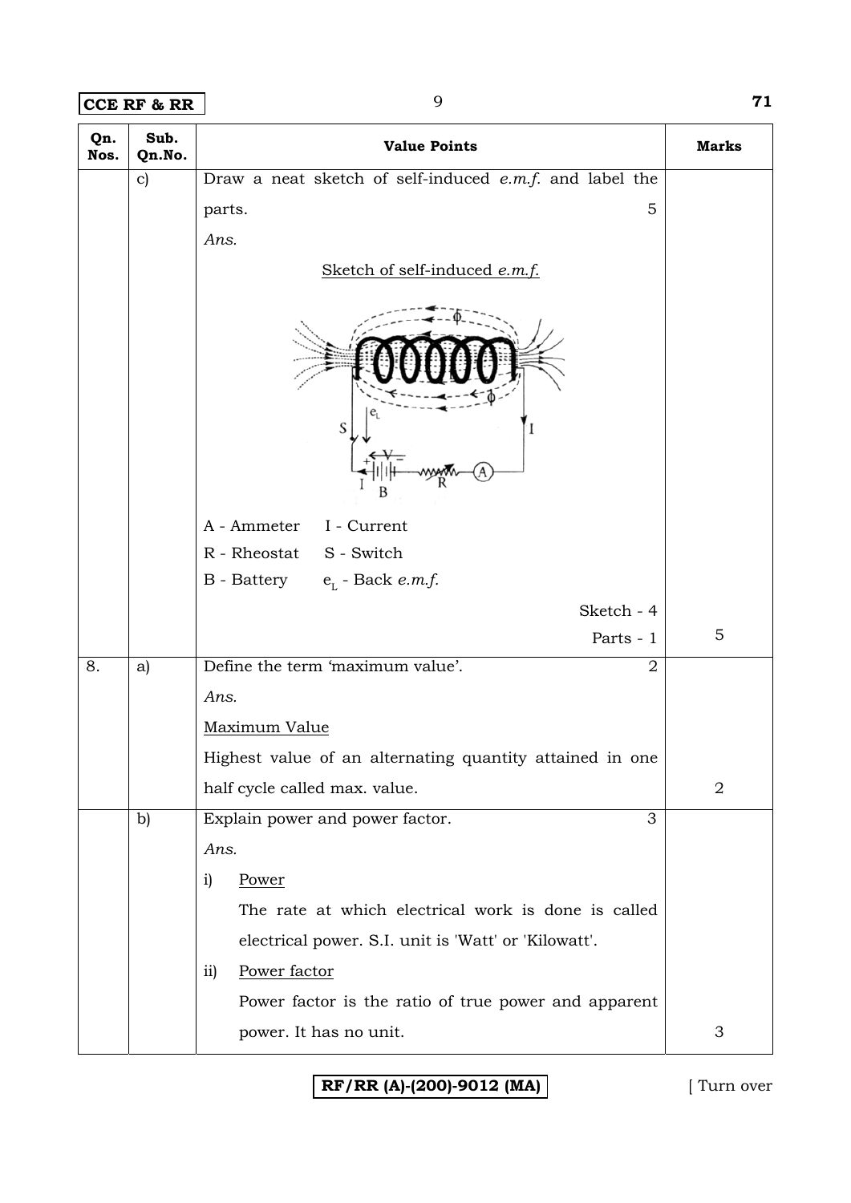| Qn. Nos. | Sub. Qn.No. | Value Points | Marks |
|---|---|---|---|
| | c) | Draw a neat sketch of self-induced *e.m.f.* and label the parts. 5<br>*Ans.*<br>Sketch of self-induced *e.m.f.*<br>A - Ammeter I - Current<br>R - Rheostat S - Switch<br>B - Battery $e_L$ - Back *e.m.f.*<br>Sketch - 4<br>Parts - 1 | 5 |
| 8. | a) | Define the term 'maximum value'. 2<br>*Ans.*<br>Maximum Value<br>Highest value of an alternating quantity attained in one half cycle called max. value. | 2 |
| | b) | Explain power and power factor. 3<br>*Ans.*<br>i) Power<br>The rate at which electrical work is done is called electrical power. S.I. unit is 'Watt' or 'Kilowatt'.<br>ii) Power factor<br>Power factor is the ratio of true power and apparent power. It has no unit. | 3 |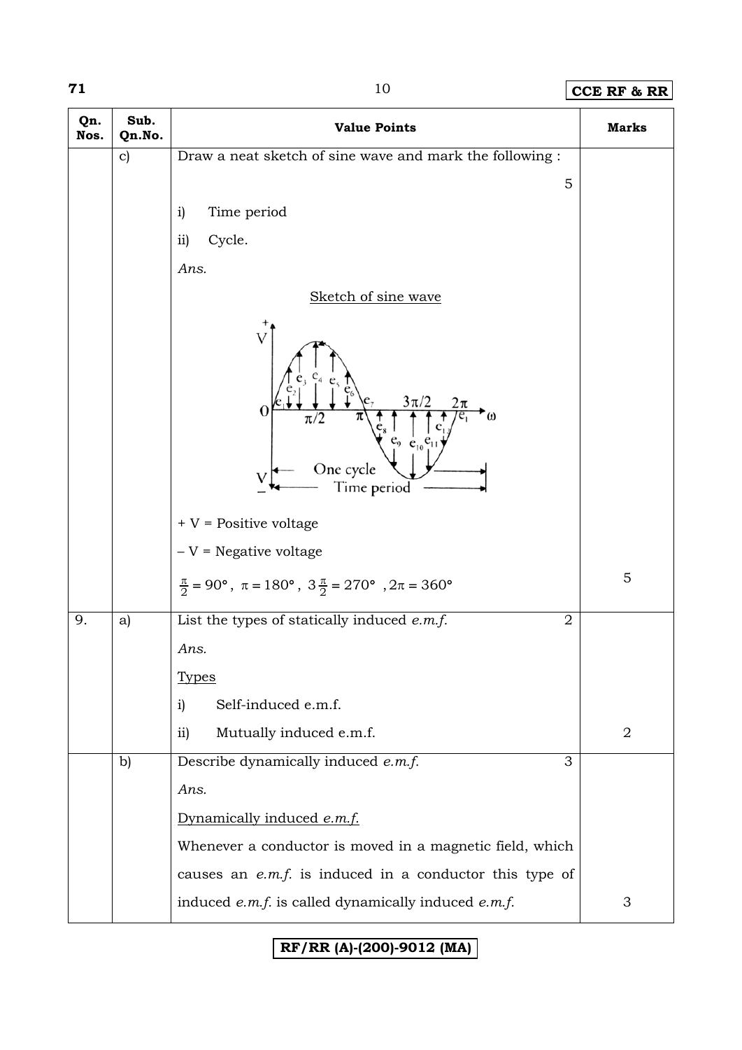| Qn. Nos. | Sub. Qn.No. | Value Points | Marks |
|---|---|---|---|
| | c) | Draw a neat sketch of sine wave and mark the following : 5 | |
| | | i) Time period | |
| | | ii) Cycle. | |
| | | *Ans.* | |
| | | Sketch of sine wave | |
| | | + V = Positive voltage | |
| | | – V = Negative voltage | |
| | | $\frac{\pi}{2} = 90°$, $\pi = 180°$, $3\frac{\pi}{2} = 270°$, $2\pi = 360°$ | 5 |
| 9. | a) | List the types of statically induced *e.m.f.* 2 | |
| | | *Ans.* | |
| | | Types | |
| | | i) Self-induced e.m.f. | |
| | | ii) Mutually induced e.m.f. | 2 |
| | b) | Describe dynamically induced *e.m.f.* 3 | |
| | | *Ans.* | |
| | | Dynamically induced *e.m.f.* | |
| | | Whenever a conductor is moved in a magnetic field, which causes an *e.m.f.* is induced in a conductor this type of induced *e.m.f.* is called dynamically induced *e.m.f.* | 3 |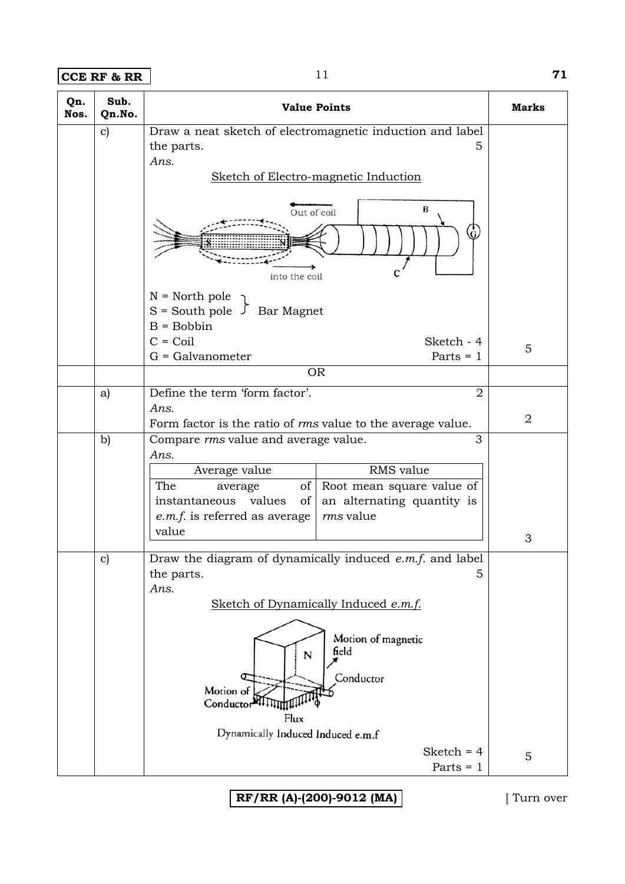| Qn. Nos. | Sub. Qn.No. | Value Points | Marks |
|---|---|---|---|
| | c) | Draw a neat sketch of electromagnetic induction and label the parts. 5<br>*Ans.*<br>Sketch of Electro-magnetic Induction<br>Out of coil<br>into the coil<br>N = North pole, S = South pole } Bar Magnet<br>B = Bobbin<br>C = Coil<br>G = Galvanometer<br>Sketch - 4<br>Parts = 1 | 5 |
| | | OR | |
| | a) | Define the term 'form factor'. 2<br>*Ans.*<br>Form factor is the ratio of *rms* value to the average value. | 2 |
| | b) | Compare *rms* value and average value. 3<br>*Ans.*<br>**Average value:** The average of instantaneous values of *e.m.f.* is referred as average value<br>**RMS value:** Root mean square value of an alternating quantity is *rms* value | 3 |
| | c) | Draw the diagram of dynamically induced *e.m.f.* and label the parts. 5<br>*Ans.*<br>Sketch of Dynamically Induced *e.m.f.*<br>N; Motion of magnetic field; Conductor; Motion of Conductor; Flux; $\phi$<br>Dynamically Induced Induced e.m.f<br>Sketch = 4<br>Parts = 1 | 5 |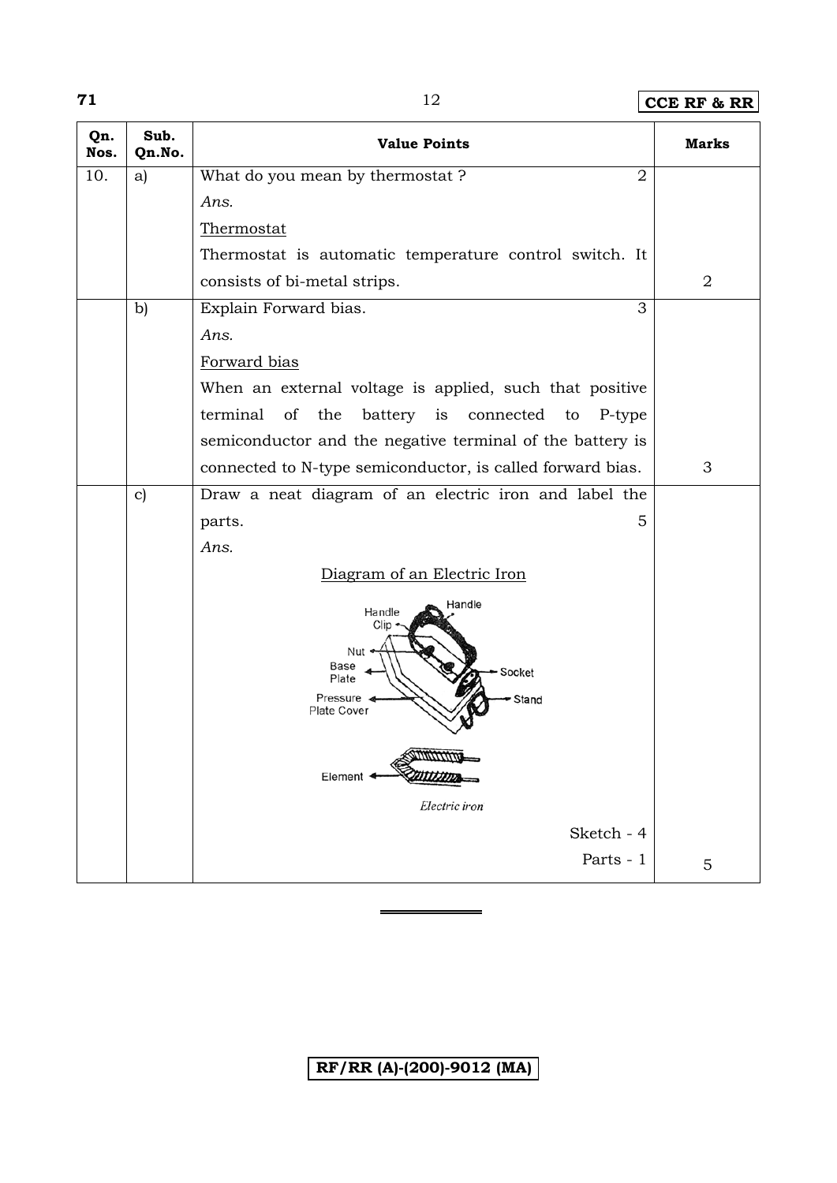| Qn. Nos. | Sub. Qn.No. | Value Points | Marks |
|---|---|---|---|
| 10. | a) | What do you mean by thermostat ? 2 | |
| | | *Ans.* | |
| | | Thermostat | |
| | | Thermostat is automatic temperature control switch. It consists of bi-metal strips. | 2 |
| | b) | Explain Forward bias. 3 | |
| | | *Ans.* | |
| | | Forward bias | |
| | | When an external voltage is applied, such that positive terminal of the battery is connected to P-type semiconductor and the negative terminal of the battery is connected to N-type semiconductor, is called forward bias. | 3 |
| | c) | Draw a neat diagram of an electric iron and label the parts. 5 | |
| | | *Ans.* | |
| | | Diagram of an Electric Iron | |
| | | Handle, Handle Clip, Nut, Base Plate, Socket, Pressure Plate Cover, Stand, Element | |
| | | *Electric iron* | |
| | | Sketch - 4 | |
| | | Parts - 1 | 5 |

RF/RR (A)-(200)-9012 (MA)